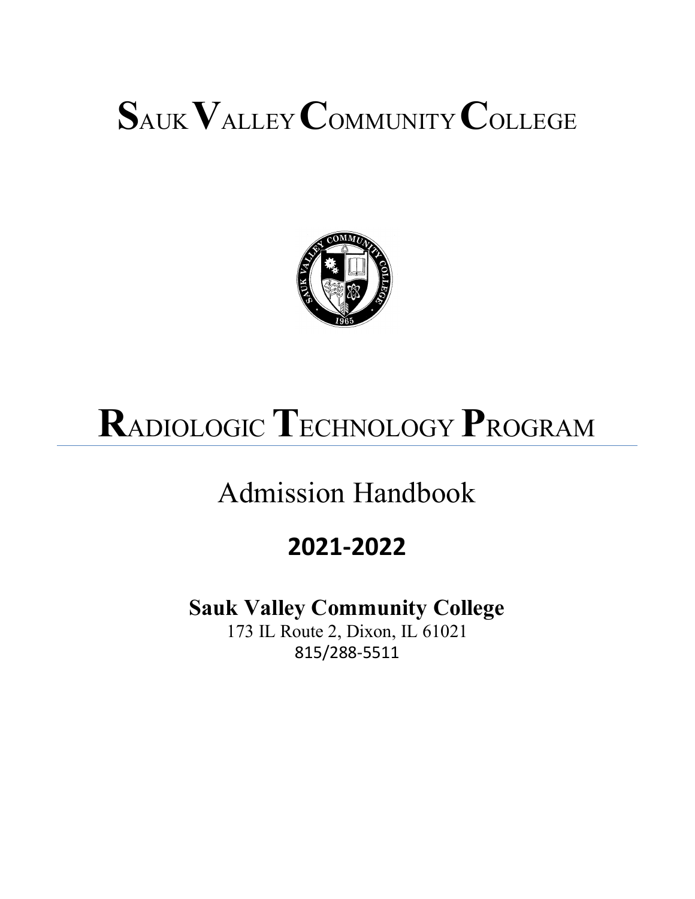# Sauk Valley Community College

# Radiologic Technology Program

## Admission Handbook

## 2021-2022

**Sauk Valley Community College**

173 IL Route 2, Dixon, IL 61021

815/288-5511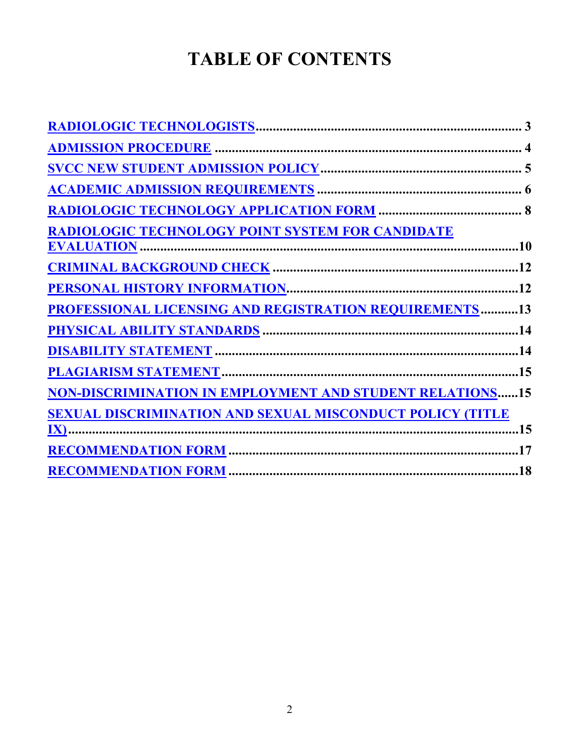# TABLE OF CONTENTS

RADIOLOGIC TECHNOLOGISTS........................................................................ 3

ADMISSION PROCEDURE ............................................................................. 4

SVCC NEW STUDENT ADMISSION POLICY............................................... 5

ACADEMIC ADMISSION REQUIREMENTS ............................................... 6

RADIOLOGIC TECHNOLOGY APPLICATION FORM ............................. 8

RADIOLOGIC TECHNOLOGY POINT SYSTEM FOR CANDIDATE EVALUATION ..................................................................................................10

CRIMINAL BACKGROUND CHECK ...........................................................12

PERSONAL HISTORY INFORMATION.......................................................12

PROFESSIONAL LICENSING AND REGISTRATION REQUIREMENTS...........13

PHYSICAL ABILITY STANDARDS ..............................................................14

DISABILITY STATEMENT .............................................................................14

PLAGIARISM STATEMENT...........................................................................15

NON-DISCRIMINATION IN EMPLOYMENT AND STUDENT RELATIONS......15

SEXUAL DISCRIMINATION AND SEXUAL MISCONDUCT POLICY (TITLE IX)..........................................................................................................................15

RECOMMENDATION FORM ........................................................................17

RECOMMENDATION FORM ........................................................................18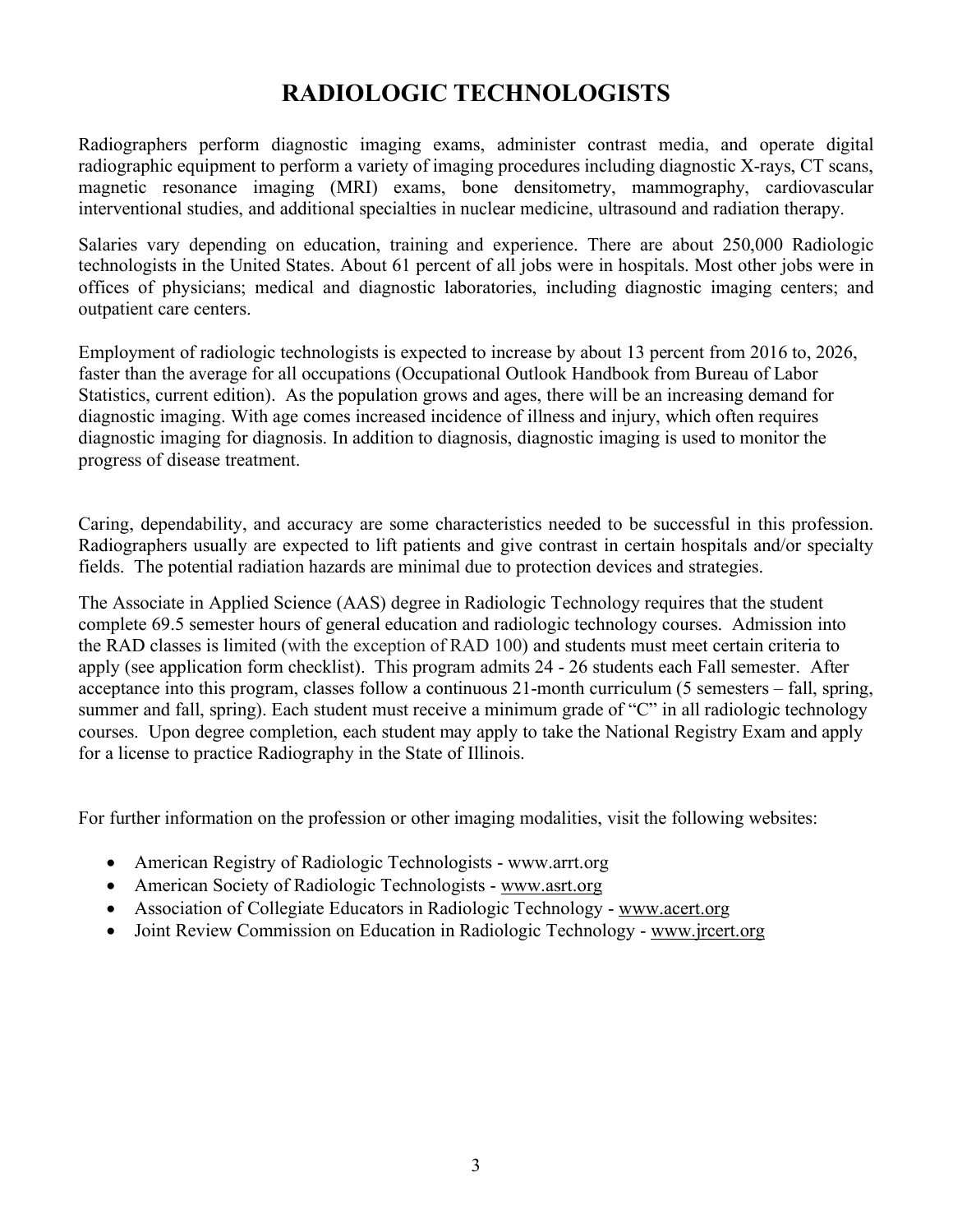# RADIOLOGIC TECHNOLOGISTS

Radiographers perform diagnostic imaging exams, administer contrast media, and operate digital radiographic equipment to perform a variety of imaging procedures including diagnostic X-rays, CT scans, magnetic resonance imaging (MRI) exams, bone densitometry, mammography, cardiovascular interventional studies, and additional specialties in nuclear medicine, ultrasound and radiation therapy.

Salaries vary depending on education, training and experience. There are about 250,000 Radiologic technologists in the United States. About 61 percent of all jobs were in hospitals. Most other jobs were in offices of physicians; medical and diagnostic laboratories, including diagnostic imaging centers; and outpatient care centers.

Employment of radiologic technologists is expected to increase by about 13 percent from 2016 to, 2026, faster than the average for all occupations (Occupational Outlook Handbook from Bureau of Labor Statistics, current edition). As the population grows and ages, there will be an increasing demand for diagnostic imaging. With age comes increased incidence of illness and injury, which often requires diagnostic imaging for diagnosis. In addition to diagnosis, diagnostic imaging is used to monitor the progress of disease treatment.

Caring, dependability, and accuracy are some characteristics needed to be successful in this profession. Radiographers usually are expected to lift patients and give contrast in certain hospitals and/or specialty fields. The potential radiation hazards are minimal due to protection devices and strategies.

The Associate in Applied Science (AAS) degree in Radiologic Technology requires that the student complete 69.5 semester hours of general education and radiologic technology courses. Admission into the RAD classes is limited (with the exception of RAD 100) and students must meet certain criteria to apply (see application form checklist). This program admits 24 - 26 students each Fall semester. After acceptance into this program, classes follow a continuous 21-month curriculum (5 semesters – fall, spring, summer and fall, spring). Each student must receive a minimum grade of "C" in all radiologic technology courses. Upon degree completion, each student may apply to take the National Registry Exam and apply for a license to practice Radiography in the State of Illinois.

For further information on the profession or other imaging modalities, visit the following websites:

- American Registry of Radiologic Technologists - www.arrt.org
- American Society of Radiologic Technologists - www.asrt.org
- Association of Collegiate Educators in Radiologic Technology - www.acert.org
- Joint Review Commission on Education in Radiologic Technology - www.jrcert.org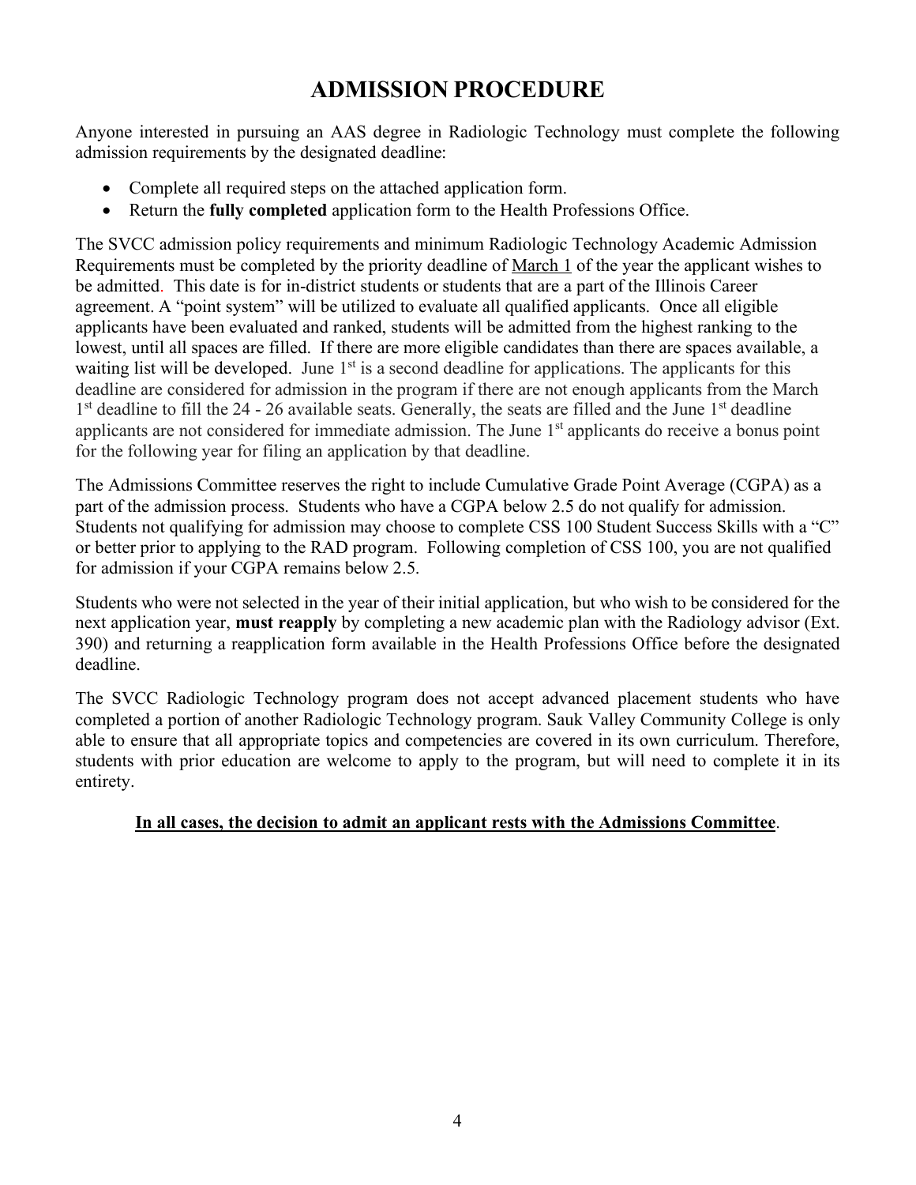# ADMISSION PROCEDURE

Anyone interested in pursuing an AAS degree in Radiologic Technology must complete the following admission requirements by the designated deadline:

- Complete all required steps on the attached application form.
- Return the **fully completed** application form to the Health Professions Office.

The SVCC admission policy requirements and minimum Radiologic Technology Academic Admission Requirements must be completed by the priority deadline of March 1 of the year the applicant wishes to be admitted. This date is for in-district students or students that are a part of the Illinois Career agreement. A "point system" will be utilized to evaluate all qualified applicants. Once all eligible applicants have been evaluated and ranked, students will be admitted from the highest ranking to the lowest, until all spaces are filled. If there are more eligible candidates than there are spaces available, a waiting list will be developed. June 1st is a second deadline for applications. The applicants for this deadline are considered for admission in the program if there are not enough applicants from the March 1st deadline to fill the 24 - 26 available seats. Generally, the seats are filled and the June 1st deadline applicants are not considered for immediate admission. The June 1st applicants do receive a bonus point for the following year for filing an application by that deadline.

The Admissions Committee reserves the right to include Cumulative Grade Point Average (CGPA) as a part of the admission process. Students who have a CGPA below 2.5 do not qualify for admission. Students not qualifying for admission may choose to complete CSS 100 Student Success Skills with a "C" or better prior to applying to the RAD program. Following completion of CSS 100, you are not qualified for admission if your CGPA remains below 2.5.

Students who were not selected in the year of their initial application, but who wish to be considered for the next application year, **must reapply** by completing a new academic plan with the Radiology advisor (Ext. 390) and returning a reapplication form available in the Health Professions Office before the designated deadline.

The SVCC Radiologic Technology program does not accept advanced placement students who have completed a portion of another Radiologic Technology program. Sauk Valley Community College is only able to ensure that all appropriate topics and competencies are covered in its own curriculum. Therefore, students with prior education are welcome to apply to the program, but will need to complete it in its entirety.

**In all cases, the decision to admit an applicant rests with the Admissions Committee**.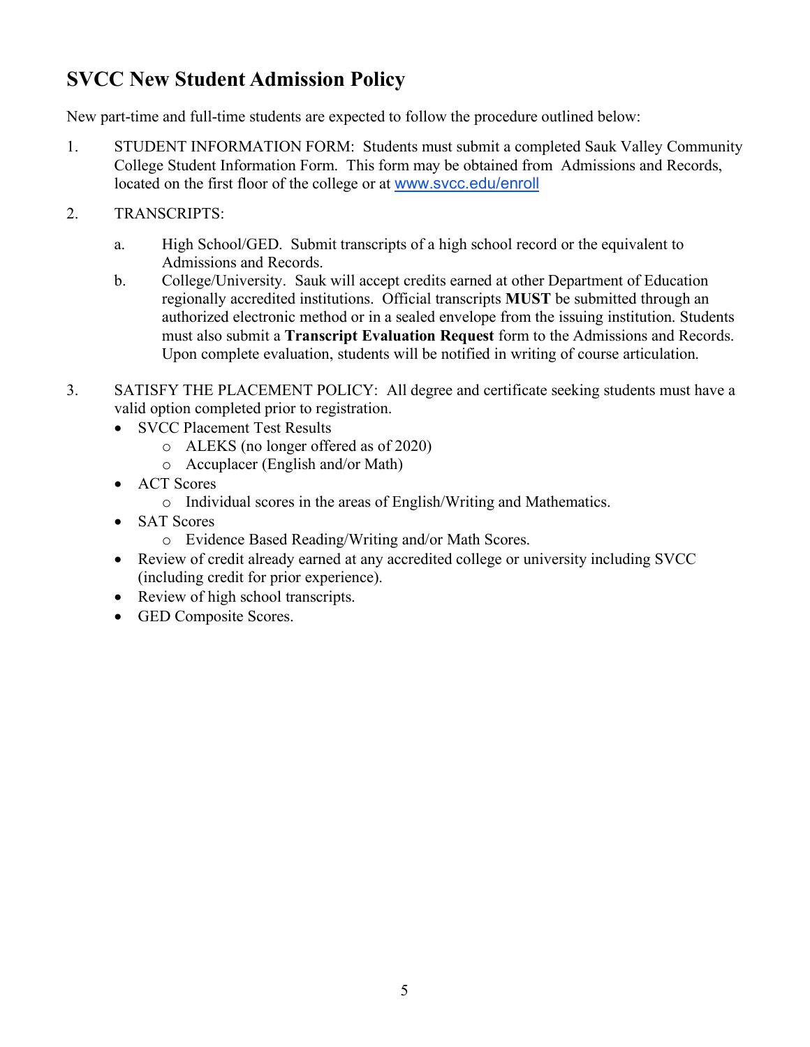## SVCC New Student Admission Policy

New part-time and full-time students are expected to follow the procedure outlined below:

1. STUDENT INFORMATION FORM: Students must submit a completed Sauk Valley Community College Student Information Form. This form may be obtained from Admissions and Records, located on the first floor of the college or at [www.svcc.edu/enroll](www.svcc.edu/enroll)

2. TRANSCRIPTS:

   a. High School/GED. Submit transcripts of a high school record or the equivalent to Admissions and Records.

   b. College/University. Sauk will accept credits earned at other Department of Education regionally accredited institutions. Official transcripts **MUST** be submitted through an authorized electronic method or in a sealed envelope from the issuing institution. Students must also submit a **Transcript Evaluation Request** form to the Admissions and Records. Upon complete evaluation, students will be notified in writing of course articulation.

3. SATISFY THE PLACEMENT POLICY: All degree and certificate seeking students must have a valid option completed prior to registration.
   - SVCC Placement Test Results
     - ALEKS (no longer offered as of 2020)
     - Accuplacer (English and/or Math)
   - ACT Scores
     - Individual scores in the areas of English/Writing and Mathematics.
   - SAT Scores
     - Evidence Based Reading/Writing and/or Math Scores.
   - Review of credit already earned at any accredited college or university including SVCC (including credit for prior experience).
   - Review of high school transcripts.
   - GED Composite Scores.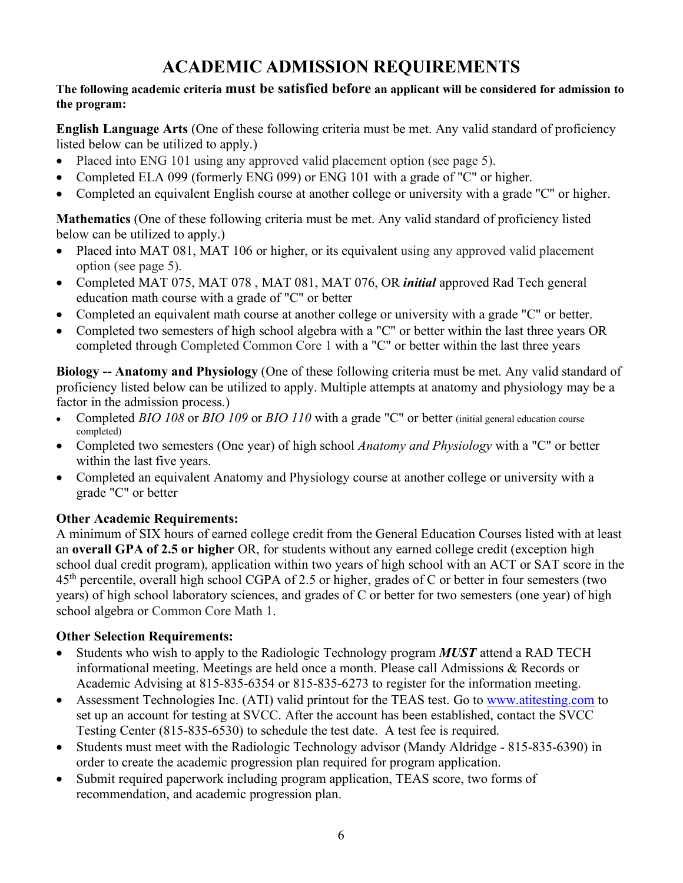# ACADEMIC ADMISSION REQUIREMENTS

**The following academic criteria must be satisfied before an applicant will be considered for admission to the program:**

**English Language Arts** (One of these following criteria must be met. Any valid standard of proficiency listed below can be utilized to apply.)

- Placed into ENG 101 using any approved valid placement option (see page 5).
- Completed ELA 099 (formerly ENG 099) or ENG 101 with a grade of "C" or higher.
- Completed an equivalent English course at another college or university with a grade "C" or higher.

**Mathematics** (One of these following criteria must be met. Any valid standard of proficiency listed below can be utilized to apply.)

- Placed into MAT 081, MAT 106 or higher, or its equivalent using any approved valid placement option (see page 5).
- Completed MAT 075, MAT 078 , MAT 081, MAT 076, OR ***initial*** approved Rad Tech general education math course with a grade of "C" or better
- Completed an equivalent math course at another college or university with a grade "C" or better.
- Completed two semesters of high school algebra with a "C" or better within the last three years OR completed through Completed Common Core 1 with a "C" or better within the last three years

**Biology -- Anatomy and Physiology** (One of these following criteria must be met. Any valid standard of proficiency listed below can be utilized to apply. Multiple attempts at anatomy and physiology may be a factor in the admission process.)

- Completed *BIO 108* or *BIO 109* or *BIO 110* with a grade "C" or better (initial general education course completed)
- Completed two semesters (One year) of high school *Anatomy and Physiology* with a "C" or better within the last five years.
- Completed an equivalent Anatomy and Physiology course at another college or university with a grade "C" or better

**Other Academic Requirements:**

A minimum of SIX hours of earned college credit from the General Education Courses listed with at least an **overall GPA of 2.5 or higher** OR, for students without any earned college credit (exception high school dual credit program), application within two years of high school with an ACT or SAT score in the 45th percentile, overall high school CGPA of 2.5 or higher, grades of C or better in four semesters (two years) of high school laboratory sciences, and grades of C or better for two semesters (one year) of high school algebra or Common Core Math 1.

**Other Selection Requirements:**

- Students who wish to apply to the Radiologic Technology program ***MUST*** attend a RAD TECH informational meeting. Meetings are held once a month. Please call Admissions & Records or Academic Advising at 815-835-6354 or 815-835-6273 to register for the information meeting.
- Assessment Technologies Inc. (ATI) valid printout for the TEAS test. Go to [www.atitesting.com](http://www.atitesting.com) to set up an account for testing at SVCC. After the account has been established, contact the SVCC Testing Center (815-835-6530) to schedule the test date. A test fee is required.
- Students must meet with the Radiologic Technology advisor (Mandy Aldridge - 815-835-6390) in order to create the academic progression plan required for program application.
- Submit required paperwork including program application, TEAS score, two forms of recommendation, and academic progression plan.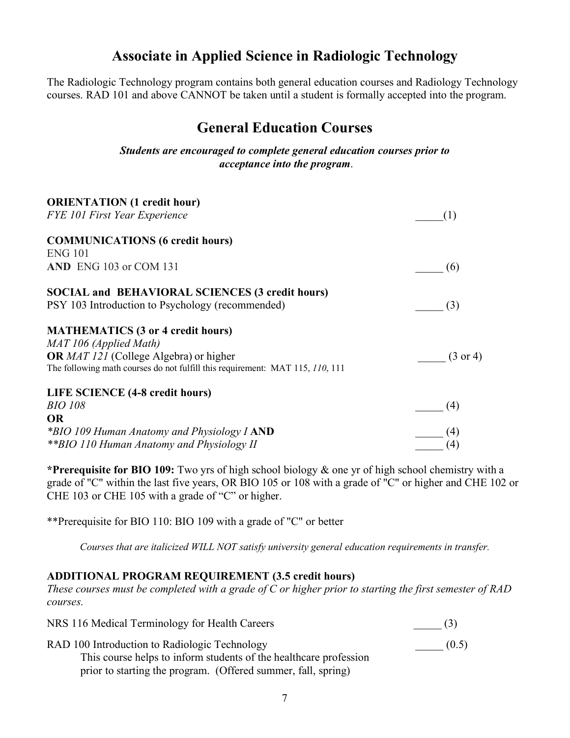# Associate in Applied Science in Radiologic Technology

The Radiologic Technology program contains both general education courses and Radiology Technology courses. RAD 101 and above CANNOT be taken until a student is formally accepted into the program.

## General Education Courses

***Students are encouraged to complete general education courses prior to acceptance into the program.***

**ORIENTATION (1 credit hour)**
*FYE 101 First Year Experience* _____(1)

**COMMUNICATIONS (6 credit hours)**
ENG 101
**AND** ENG 103 or COM 131 _____ (6)

**SOCIAL and BEHAVIORAL SCIENCES (3 credit hours)**
PSY 103 Introduction to Psychology (recommended) _____ (3)

**MATHEMATICS (3 or 4 credit hours)**
*MAT 106 (Applied Math)*
**OR** *MAT 121* (College Algebra) or higher _____ (3 or 4)
The following math courses do not fulfill this requirement: MAT 115, *110*, 111

**LIFE SCIENCE (4-8 credit hours)**
*BIO 108* _____ (4)
**OR**
*\*BIO 109 Human Anatomy and Physiology I* **AND** _____ (4)
*\*\*BIO 110 Human Anatomy and Physiology II* _____ (4)

**\*Prerequisite for BIO 109:** Two yrs of high school biology & one yr of high school chemistry with a grade of "C" within the last five years, OR BIO 105 or 108 with a grade of "C" or higher and CHE 102 or CHE 103 or CHE 105 with a grade of "C" or higher.

\*\*Prerequisite for BIO 110: BIO 109 with a grade of "C" or better

*Courses that are italicized WILL NOT satisfy university general education requirements in transfer.*

**ADDITIONAL PROGRAM REQUIREMENT (3.5 credit hours)**
*These courses must be completed with a grade of C or higher prior to starting the first semester of RAD courses.*

NRS 116 Medical Terminology for Health Careers _____ (3)

RAD 100 Introduction to Radiologic Technology _____ (0.5)
This course helps to inform students of the healthcare profession prior to starting the program. (Offered summer, fall, spring)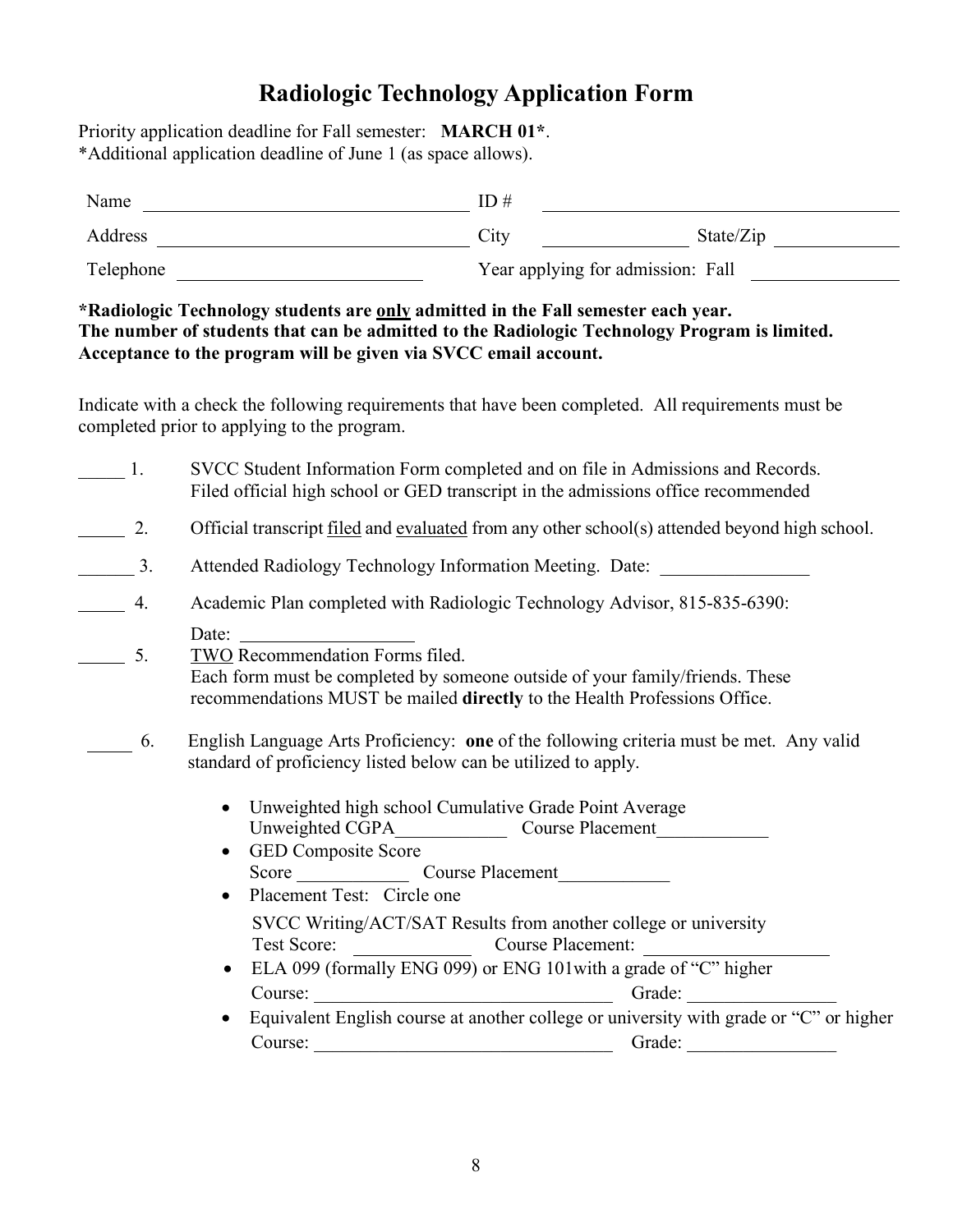# Radiologic Technology Application Form

Priority application deadline for Fall semester: **MARCH 01***.
*Additional application deadline of June 1 (as space allows).

| | | | |
|---|---|---|---|
| Name ____________________ | ID # ____________________ | | |
| Address ____________________ | City ____________ | State/Zip ____________ | |
| Telephone ____________________ | Year applying for admission: Fall ____________ | | |

***Radiologic Technology students are only admitted in the Fall semester each year.**
**The number of students that can be admitted to the Radiologic Technology Program is limited.**
**Acceptance to the program will be given via SVCC email account.**

Indicate with a check the following requirements that have been completed. All requirements must be completed prior to applying to the program.

_____ 1. SVCC Student Information Form completed and on file in Admissions and Records. Filed official high school or GED transcript in the admissions office recommended

_____ 2. Official transcript filed and evaluated from any other school(s) attended beyond high school.

______ 3. Attended Radiology Technology Information Meeting. Date: ________________

_____ 4. Academic Plan completed with Radiologic Technology Advisor, 815-835-6390:
Date: __________________

_____ 5. TWO Recommendation Forms filed.
Each form must be completed by someone outside of your family/friends. These recommendations MUST be mailed **directly** to the Health Professions Office.

_____ 6. English Language Arts Proficiency: **one** of the following criteria must be met. Any valid standard of proficiency listed below can be utilized to apply.

- Unweighted high school Cumulative Grade Point Average
  Unweighted CGPA____________ Course Placement____________
- GED Composite Score
  Score ____________ Course Placement____________
- Placement Test: Circle one
  SVCC Writing/ACT/SAT Results from another college or university
  Test Score: ____________ Course Placement: ____________________
- ELA 099 (formally ENG 099) or ENG 101with a grade of "C" higher
  Course: ________________________________ Grade: ________________
- Equivalent English course at another college or university with grade or "C" or higher
  Course: ________________________________ Grade: ________________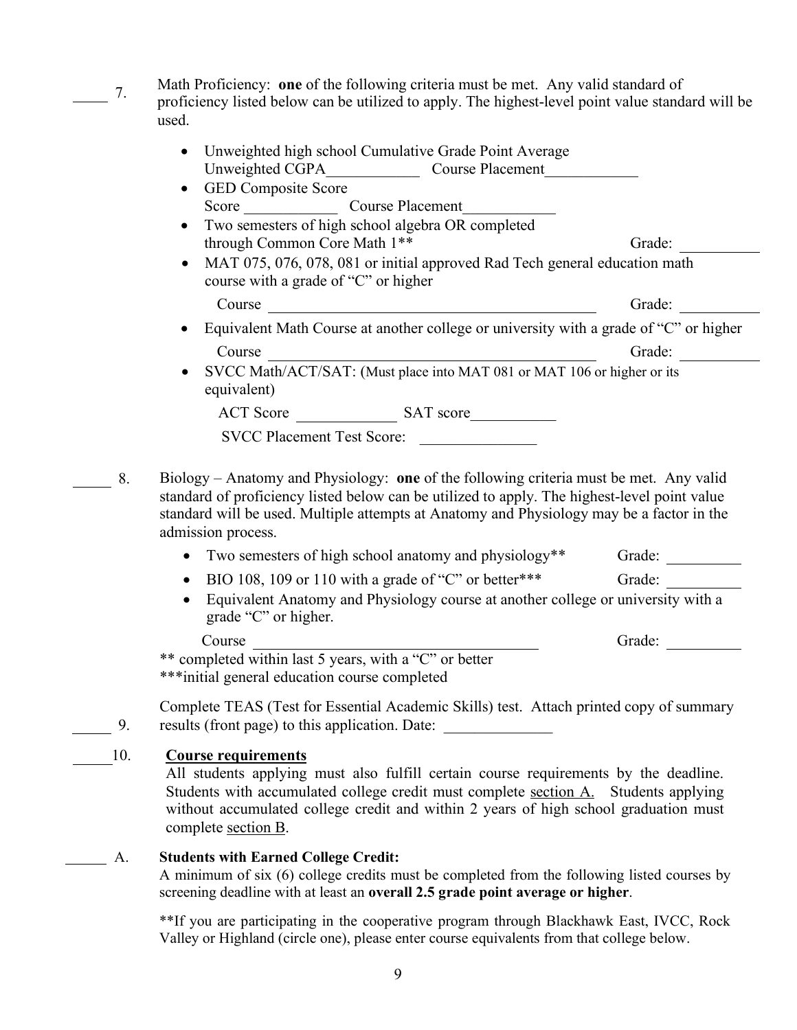_____ 7. Math Proficiency: **one** of the following criteria must be met. Any valid standard of proficiency listed below can be utilized to apply. The highest-level point value standard will be used.

- Unweighted high school Cumulative Grade Point Average
  Unweighted CGPA____________ Course Placement____________
- GED Composite Score
  Score ____________ Course Placement____________
- Two semesters of high school algebra OR completed through Common Core Math 1** Grade: __________
- MAT 075, 076, 078, 081 or initial approved Rad Tech general education math course with a grade of "C" or higher
  Course ________________________________________ Grade: __________
- Equivalent Math Course at another college or university with a grade of "C" or higher
  Course ________________________________________ Grade: __________
- SVCC Math/ACT/SAT: (Must place into MAT 081 or MAT 106 or higher or its equivalent)
  ACT Score ____________ SAT score___________
  SVCC Placement Test Score: _______________

_____ 8. Biology – Anatomy and Physiology: **one** of the following criteria must be met. Any valid standard of proficiency listed below can be utilized to apply. The highest-level point value standard will be used. Multiple attempts at Anatomy and Physiology may be a factor in the admission process.

- Two semesters of high school anatomy and physiology** Grade: __________
- BIO 108, 109 or 110 with a grade of "C" or better*** Grade: __________
- Equivalent Anatomy and Physiology course at another college or university with a grade "C" or higher.
  Course ___________________________________ Grade: __________

** completed within last 5 years, with a "C" or better
***initial general education course completed

_____ 9. Complete TEAS (Test for Essential Academic Skills) test. Attach printed copy of summary results (front page) to this application. Date: ______________

_____10. **Course requirements**
All students applying must also fulfill certain course requirements by the deadline. Students with accumulated college credit must complete section A. Students applying without accumulated college credit and within 2 years of high school graduation must complete section B.

_____ A. **Students with Earned College Credit:**
A minimum of six (6) college credits must be completed from the following listed courses by screening deadline with at least an **overall 2.5 grade point average or higher**.

**If you are participating in the cooperative program through Blackhawk East, IVCC, Rock Valley or Highland (circle one), please enter course equivalents from that college below.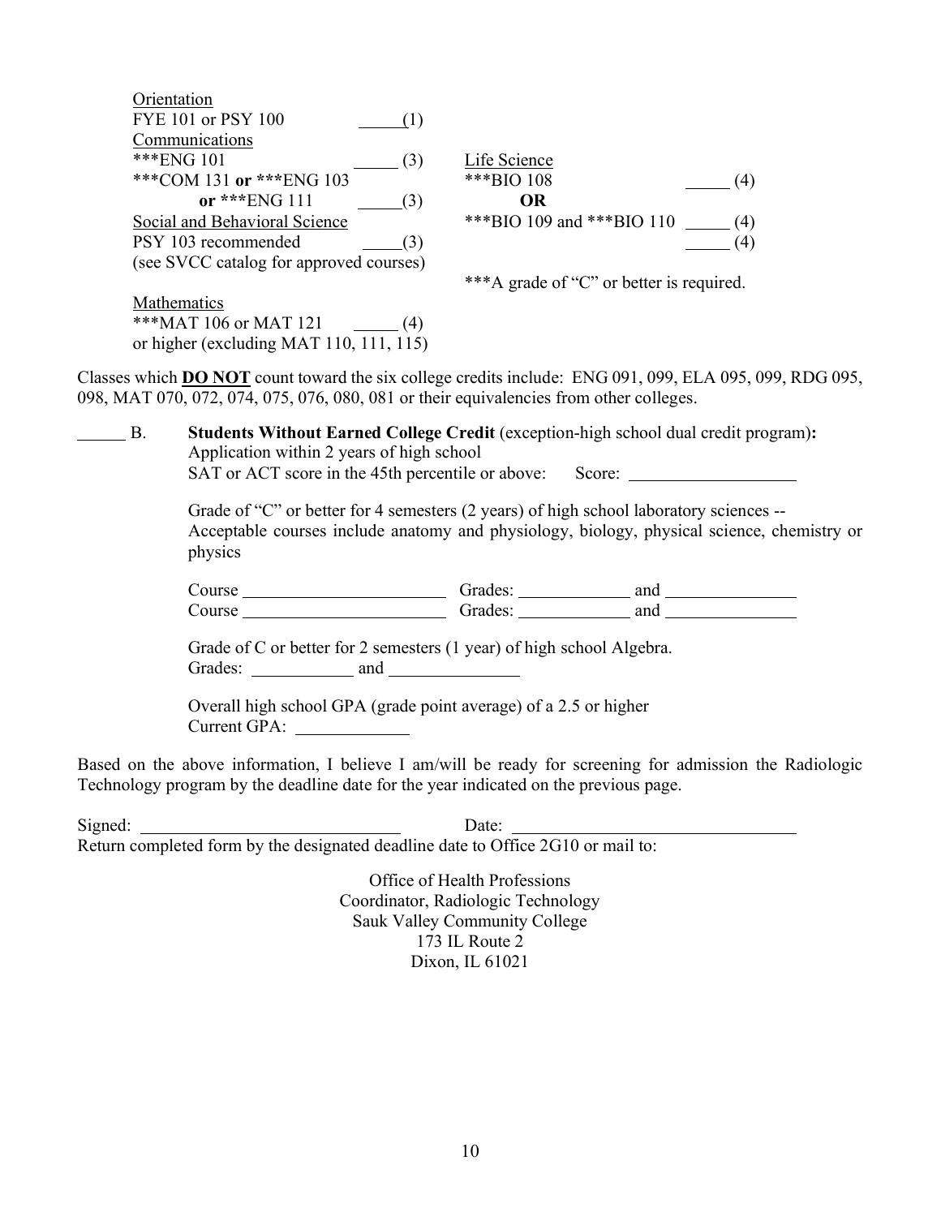Orientation
FYE 101 or PSY 100 _____(1)

Communications
***ENG 101 _____ (3)
***COM 131 **or** ***ENG 103 **or** ***ENG 111 _____(3)

Social and Behavioral Science
PSY 103 recommended _____(3)
(see SVCC catalog for approved courses)

Mathematics
***MAT 106 or MAT 121 _____ (4)
or higher (excluding MAT 110, 111, 115)

Life Science
***BIO 108 _____ (4)
**OR**
***BIO 109 and ***BIO 110 _____ (4)
_____ (4)

***A grade of "C" or better is required.

Classes which **DO NOT** count toward the six college credits include: ENG 091, 099, ELA 095, 099, RDG 095, 098, MAT 070, 072, 074, 075, 076, 080, 081 or their equivalencies from other colleges.

_____ B. **Students Without Earned College Credit** (exception-high school dual credit program)**:**
Application within 2 years of high school
SAT or ACT score in the 45th percentile or above: Score: ___________________

Grade of "C" or better for 4 semesters (2 years) of high school laboratory sciences -- Acceptable courses include anatomy and physiology, biology, physical science, chemistry or physics

Course _______________________ Grades: ____________ and ______________
Course _______________________ Grades: ____________ and ______________

Grade of C or better for 2 semesters (1 year) of high school Algebra.
Grades: ___________ and ______________

Overall high school GPA (grade point average) of a 2.5 or higher
Current GPA: ____________

Based on the above information, I believe I am/will be ready for screening for admission the Radiologic Technology program by the deadline date for the year indicated on the previous page.

Signed: _____________________________ Date: ________________________________

Return completed form by the designated deadline date to Office 2G10 or mail to:

Office of Health Professions
Coordinator, Radiologic Technology
Sauk Valley Community College
173 IL Route 2
Dixon, IL 61021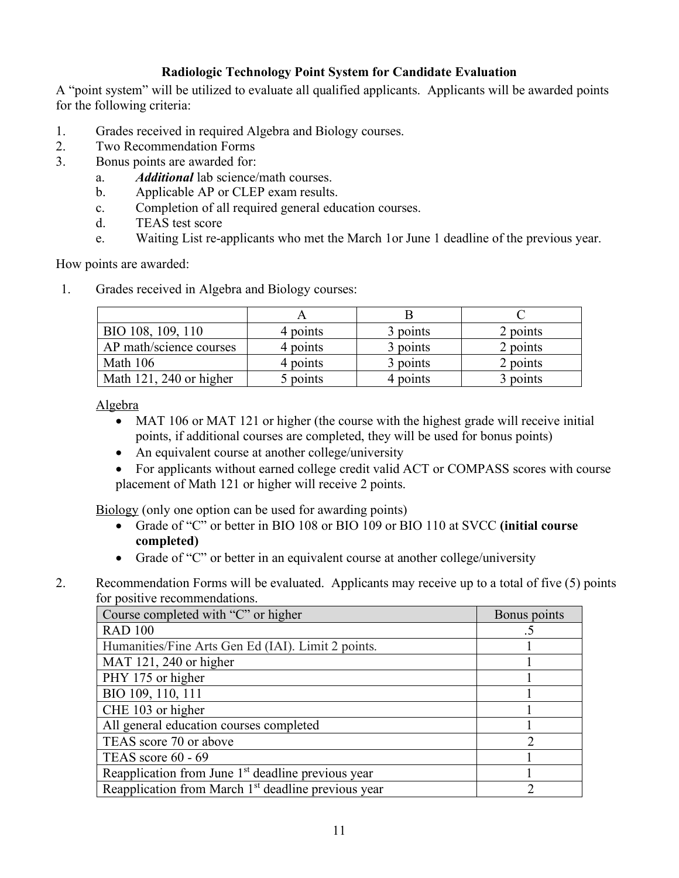**Radiologic Technology Point System for Candidate Evaluation**

A "point system" will be utilized to evaluate all qualified applicants. Applicants will be awarded points for the following criteria:

1. Grades received in required Algebra and Biology courses.
2. Two Recommendation Forms
3. Bonus points are awarded for:
   a. ***Additional*** lab science/math courses.
   b. Applicable AP or CLEP exam results.
   c. Completion of all required general education courses.
   d. TEAS test score
   e. Waiting List re-applicants who met the March 1or June 1 deadline of the previous year.

How points are awarded:

1. Grades received in Algebra and Biology courses:

| | A | B | C |
|---|---|---|---|
| BIO 108, 109, 110 | 4 points | 3 points | 2 points |
| AP math/science courses | 4 points | 3 points | 2 points |
| Math 106 | 4 points | 3 points | 2 points |
| Math 121, 240 or higher | 5 points | 4 points | 3 points |

<u>Algebra</u>

- MAT 106 or MAT 121 or higher (the course with the highest grade will receive initial points, if additional courses are completed, they will be used for bonus points)
- An equivalent course at another college/university
- For applicants without earned college credit valid ACT or COMPASS scores with course placement of Math 121 or higher will receive 2 points.

<u>Biology</u> (only one option can be used for awarding points)

- Grade of "C" or better in BIO 108 or BIO 109 or BIO 110 at SVCC **(initial course completed)**
- Grade of "C" or better in an equivalent course at another college/university

2. Recommendation Forms will be evaluated. Applicants may receive up to a total of five (5) points for positive recommendations.

| Course completed with "C" or higher | Bonus points |
|---|---|
| RAD 100 | .5 |
| Humanities/Fine Arts Gen Ed (IAI). Limit 2 points. | 1 |
| MAT 121, 240 or higher | 1 |
| PHY 175 or higher | 1 |
| BIO 109, 110, 111 | 1 |
| CHE 103 or higher | 1 |
| All general education courses completed | 1 |
| TEAS score 70 or above | 2 |
| TEAS score 60 - 69 | 1 |
| Reapplication from June 1st deadline previous year | 1 |
| Reapplication from March 1st deadline previous year | 2 |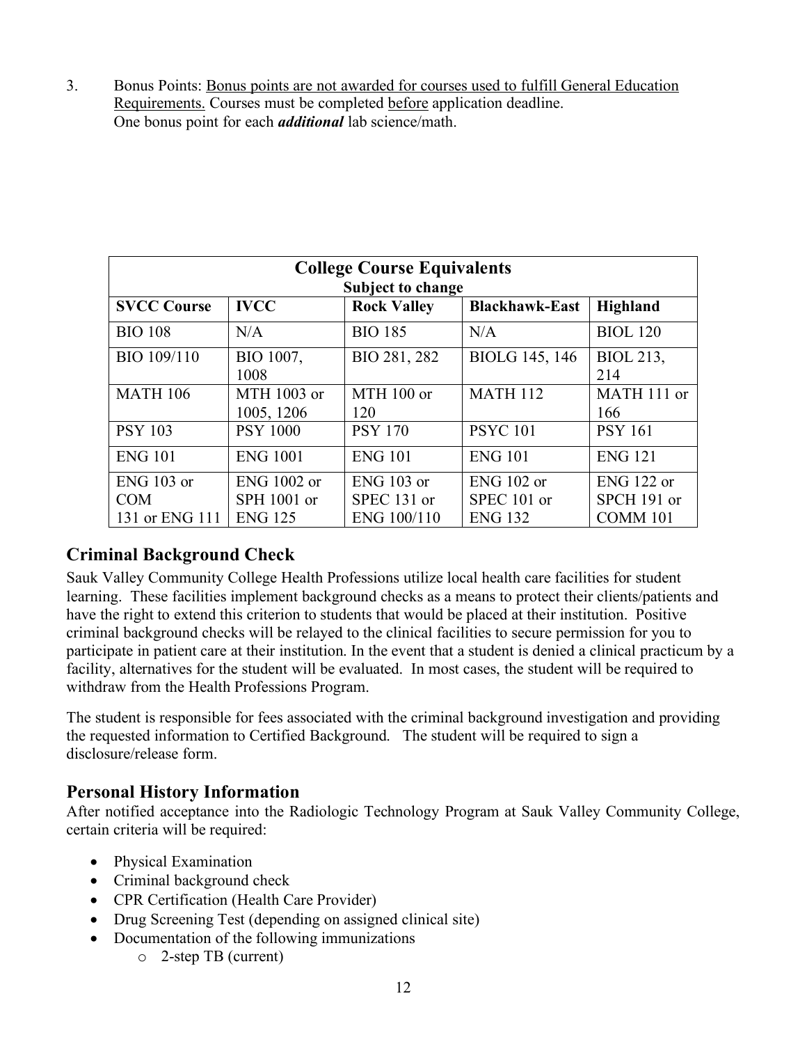3. Bonus Points: Bonus points are not awarded for courses used to fulfill General Education Requirements. Courses must be completed before application deadline. One bonus point for each ***additional*** lab science/math.

| **College Course Equivalents**<br>**Subject to change** | | | | |
|---|---|---|---|---|
| **SVCC Course** | **IVCC** | **Rock Valley** | **Blackhawk-East** | **Highland** |
| BIO 108 | N/A | BIO 185 | N/A | BIOL 120 |
| BIO 109/110 | BIO 1007, 1008 | BIO 281, 282 | BIOLG 145, 146 | BIOL 213, 214 |
| MATH 106 | MTH 1003 or 1005, 1206 | MTH 100 or 120 | MATH 112 | MATH 111 or 166 |
| PSY 103 | PSY 1000 | PSY 170 | PSYC 101 | PSY 161 |
| ENG 101 | ENG 1001 | ENG 101 | ENG 101 | ENG 121 |
| ENG 103 or COM 131 or ENG 111 | ENG 1002 or SPH 1001 or ENG 125 | ENG 103 or SPEC 131 or ENG 100/110 | ENG 102 or SPEC 101 or ENG 132 | ENG 122 or SPCH 191 or COMM 101 |

## Criminal Background Check

Sauk Valley Community College Health Professions utilize local health care facilities for student learning. These facilities implement background checks as a means to protect their clients/patients and have the right to extend this criterion to students that would be placed at their institution. Positive criminal background checks will be relayed to the clinical facilities to secure permission for you to participate in patient care at their institution. In the event that a student is denied a clinical practicum by a facility, alternatives for the student will be evaluated. In most cases, the student will be required to withdraw from the Health Professions Program.

The student is responsible for fees associated with the criminal background investigation and providing the requested information to Certified Background. The student will be required to sign a disclosure/release form.

## Personal History Information

After notified acceptance into the Radiologic Technology Program at Sauk Valley Community College, certain criteria will be required:

- Physical Examination
- Criminal background check
- CPR Certification (Health Care Provider)
- Drug Screening Test (depending on assigned clinical site)
- Documentation of the following immunizations
    - 2-step TB (current)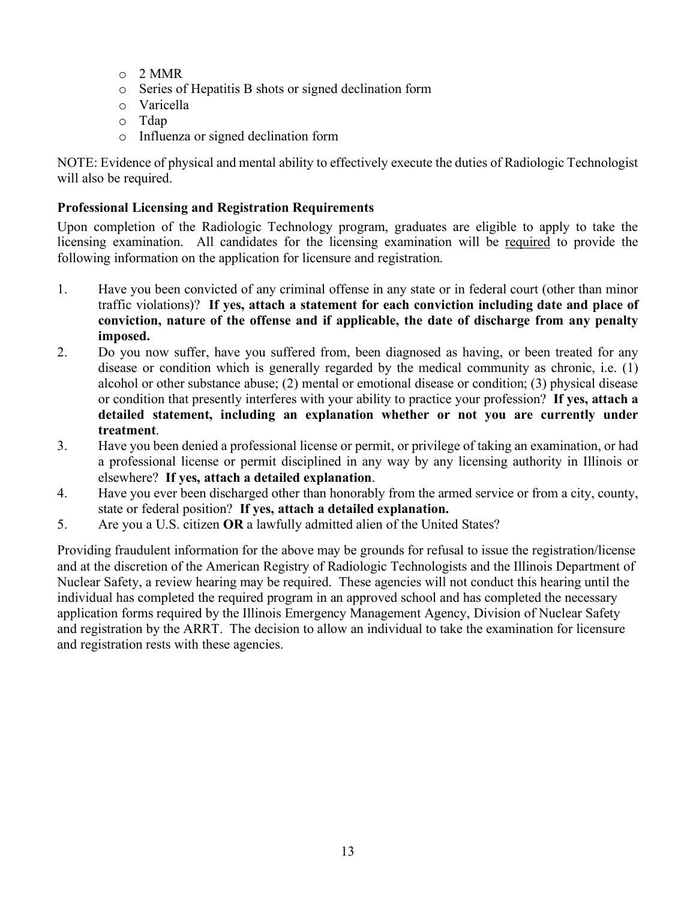- 2 MMR
- Series of Hepatitis B shots or signed declination form
- Varicella
- Tdap
- Influenza or signed declination form

NOTE: Evidence of physical and mental ability to effectively execute the duties of Radiologic Technologist will also be required.

**Professional Licensing and Registration Requirements**

Upon completion of the Radiologic Technology program, graduates are eligible to apply to take the licensing examination. All candidates for the licensing examination will be required to provide the following information on the application for licensure and registration.

1. Have you been convicted of any criminal offense in any state or in federal court (other than minor traffic violations)? **If yes, attach a statement for each conviction including date and place of conviction, nature of the offense and if applicable, the date of discharge from any penalty imposed.**
2. Do you now suffer, have you suffered from, been diagnosed as having, or been treated for any disease or condition which is generally regarded by the medical community as chronic, i.e. (1) alcohol or other substance abuse; (2) mental or emotional disease or condition; (3) physical disease or condition that presently interferes with your ability to practice your profession? **If yes, attach a detailed statement, including an explanation whether or not you are currently under treatment**.
3. Have you been denied a professional license or permit, or privilege of taking an examination, or had a professional license or permit disciplined in any way by any licensing authority in Illinois or elsewhere? **If yes, attach a detailed explanation**.
4. Have you ever been discharged other than honorably from the armed service or from a city, county, state or federal position? **If yes, attach a detailed explanation.**
5. Are you a U.S. citizen **OR** a lawfully admitted alien of the United States?

Providing fraudulent information for the above may be grounds for refusal to issue the registration/license and at the discretion of the American Registry of Radiologic Technologists and the Illinois Department of Nuclear Safety, a review hearing may be required. These agencies will not conduct this hearing until the individual has completed the required program in an approved school and has completed the necessary application forms required by the Illinois Emergency Management Agency, Division of Nuclear Safety and registration by the ARRT. The decision to allow an individual to take the examination for licensure and registration rests with these agencies.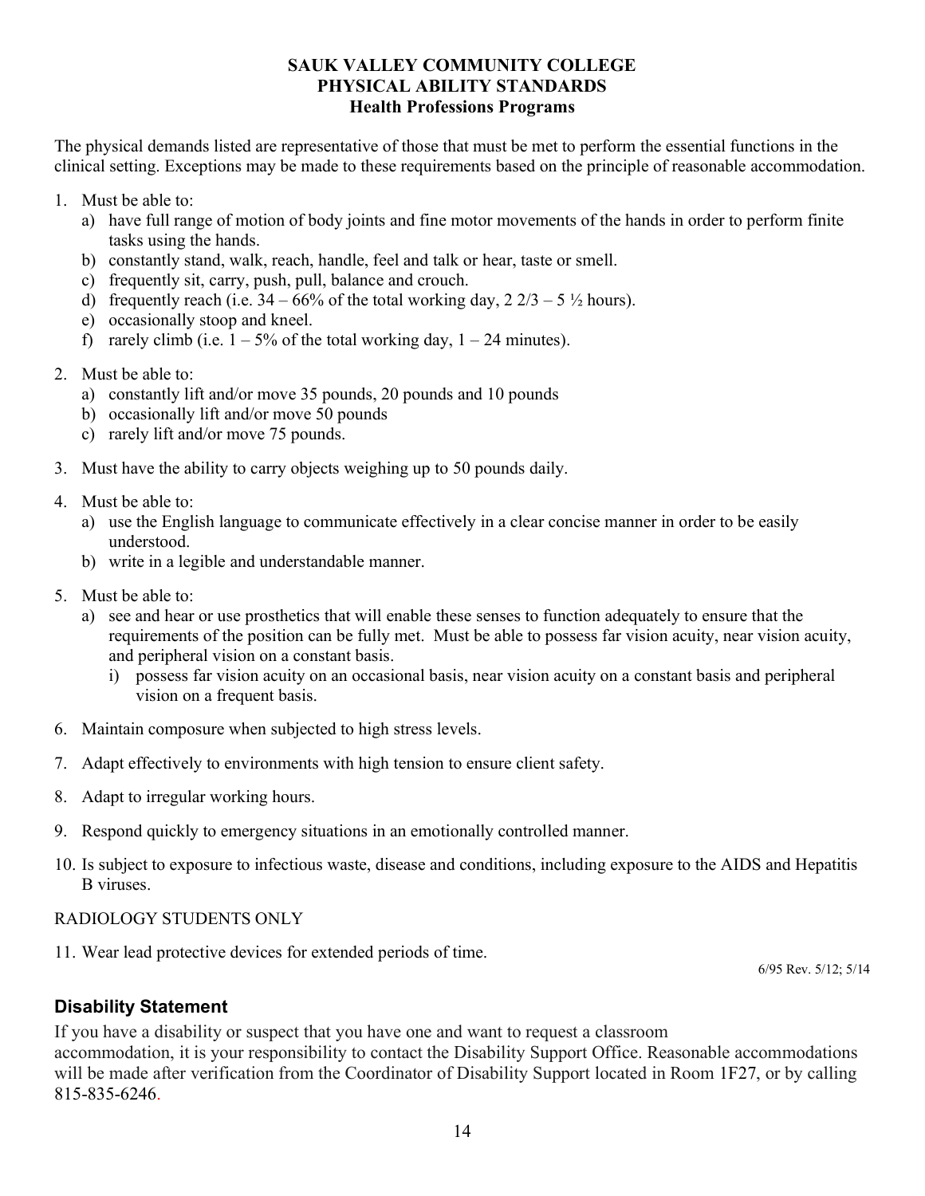# SAUK VALLEY COMMUNITY COLLEGE
## PHYSICAL ABILITY STANDARDS
### Health Professions Programs

The physical demands listed are representative of those that must be met to perform the essential functions in the clinical setting. Exceptions may be made to these requirements based on the principle of reasonable accommodation.

1. Must be able to:
   a) have full range of motion of body joints and fine motor movements of the hands in order to perform finite tasks using the hands.
   b) constantly stand, walk, reach, handle, feel and talk or hear, taste or smell.
   c) frequently sit, carry, push, pull, balance and crouch.
   d) frequently reach (i.e. 34 – 66% of the total working day, 2 2/3 – 5 ½ hours).
   e) occasionally stoop and kneel.
   f) rarely climb (i.e. 1 – 5% of the total working day, 1 – 24 minutes).

2. Must be able to:
   a) constantly lift and/or move 35 pounds, 20 pounds and 10 pounds
   b) occasionally lift and/or move 50 pounds
   c) rarely lift and/or move 75 pounds.

3. Must have the ability to carry objects weighing up to 50 pounds daily.

4. Must be able to:
   a) use the English language to communicate effectively in a clear concise manner in order to be easily understood.
   b) write in a legible and understandable manner.

5. Must be able to:
   a) see and hear or use prosthetics that will enable these senses to function adequately to ensure that the requirements of the position can be fully met. Must be able to possess far vision acuity, near vision acuity, and peripheral vision on a constant basis.
      i) possess far vision acuity on an occasional basis, near vision acuity on a constant basis and peripheral vision on a frequent basis.

6. Maintain composure when subjected to high stress levels.

7. Adapt effectively to environments with high tension to ensure client safety.

8. Adapt to irregular working hours.

9. Respond quickly to emergency situations in an emotionally controlled manner.

10. Is subject to exposure to infectious waste, disease and conditions, including exposure to the AIDS and Hepatitis B viruses.

RADIOLOGY STUDENTS ONLY

11. Wear lead protective devices for extended periods of time.

6/95 Rev. 5/12; 5/14

## Disability Statement

If you have a disability or suspect that you have one and want to request a classroom accommodation, it is your responsibility to contact the Disability Support Office. Reasonable accommodations will be made after verification from the Coordinator of Disability Support located in Room 1F27, or by calling 815-835-6246.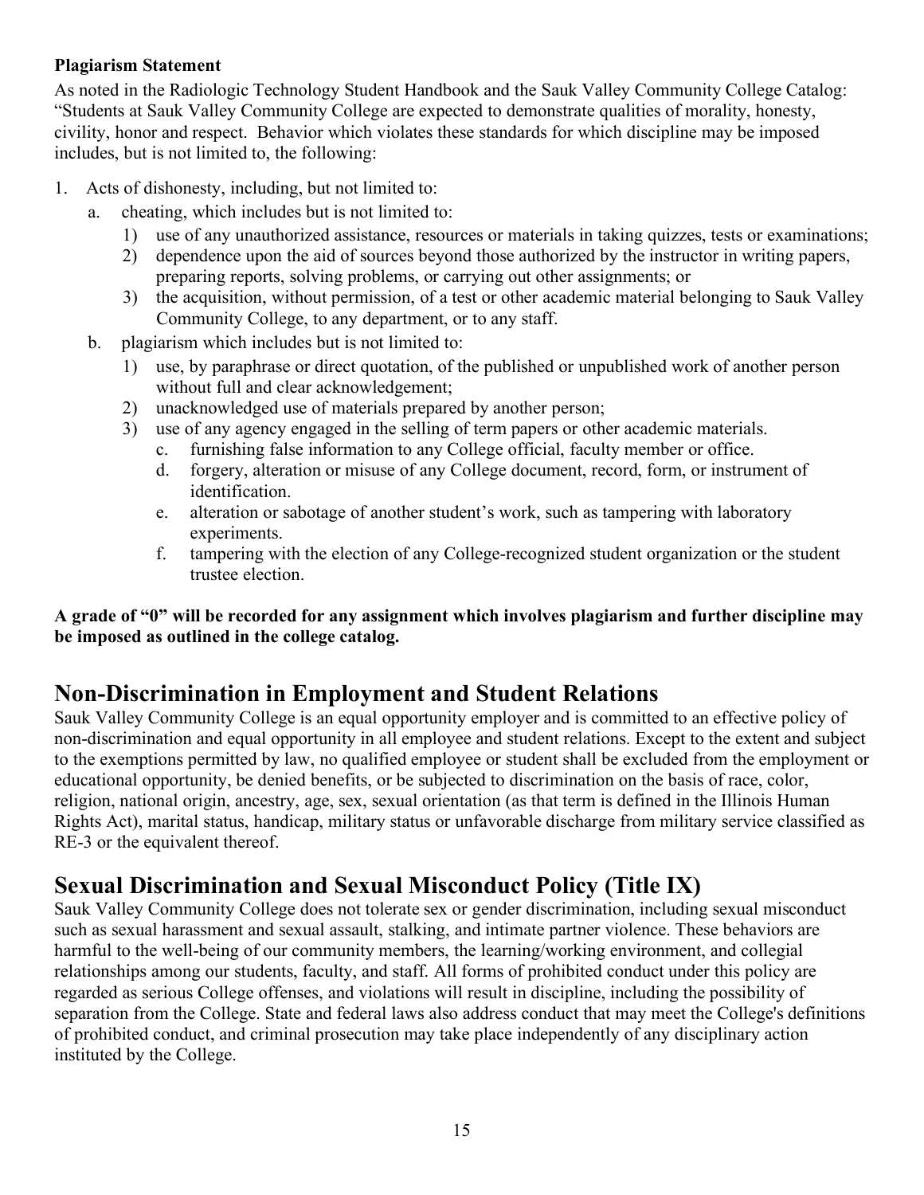**Plagiarism Statement**

As noted in the Radiologic Technology Student Handbook and the Sauk Valley Community College Catalog: "Students at Sauk Valley Community College are expected to demonstrate qualities of morality, honesty, civility, honor and respect. Behavior which violates these standards for which discipline may be imposed includes, but is not limited to, the following:

1. Acts of dishonesty, including, but not limited to:
   a. cheating, which includes but is not limited to:
      1) use of any unauthorized assistance, resources or materials in taking quizzes, tests or examinations;
      2) dependence upon the aid of sources beyond those authorized by the instructor in writing papers, preparing reports, solving problems, or carrying out other assignments; or
      3) the acquisition, without permission, of a test or other academic material belonging to Sauk Valley Community College, to any department, or to any staff.
   b. plagiarism which includes but is not limited to:
      1) use, by paraphrase or direct quotation, of the published or unpublished work of another person without full and clear acknowledgement;
      2) unacknowledged use of materials prepared by another person;
      3) use of any agency engaged in the selling of term papers or other academic materials.
         c. furnishing false information to any College official, faculty member or office.
         d. forgery, alteration or misuse of any College document, record, form, or instrument of identification.
         e. alteration or sabotage of another student's work, such as tampering with laboratory experiments.
         f. tampering with the election of any College-recognized student organization or the student trustee election.

**A grade of "0" will be recorded for any assignment which involves plagiarism and further discipline may be imposed as outlined in the college catalog.**

## Non-Discrimination in Employment and Student Relations

Sauk Valley Community College is an equal opportunity employer and is committed to an effective policy of non-discrimination and equal opportunity in all employee and student relations. Except to the extent and subject to the exemptions permitted by law, no qualified employee or student shall be excluded from the employment or educational opportunity, be denied benefits, or be subjected to discrimination on the basis of race, color, religion, national origin, ancestry, age, sex, sexual orientation (as that term is defined in the Illinois Human Rights Act), marital status, handicap, military status or unfavorable discharge from military service classified as RE-3 or the equivalent thereof.

## Sexual Discrimination and Sexual Misconduct Policy (Title IX)

Sauk Valley Community College does not tolerate sex or gender discrimination, including sexual misconduct such as sexual harassment and sexual assault, stalking, and intimate partner violence. These behaviors are harmful to the well-being of our community members, the learning/working environment, and collegial relationships among our students, faculty, and staff. All forms of prohibited conduct under this policy are regarded as serious College offenses, and violations will result in discipline, including the possibility of separation from the College. State and federal laws also address conduct that may meet the College's definitions of prohibited conduct, and criminal prosecution may take place independently of any disciplinary action instituted by the College.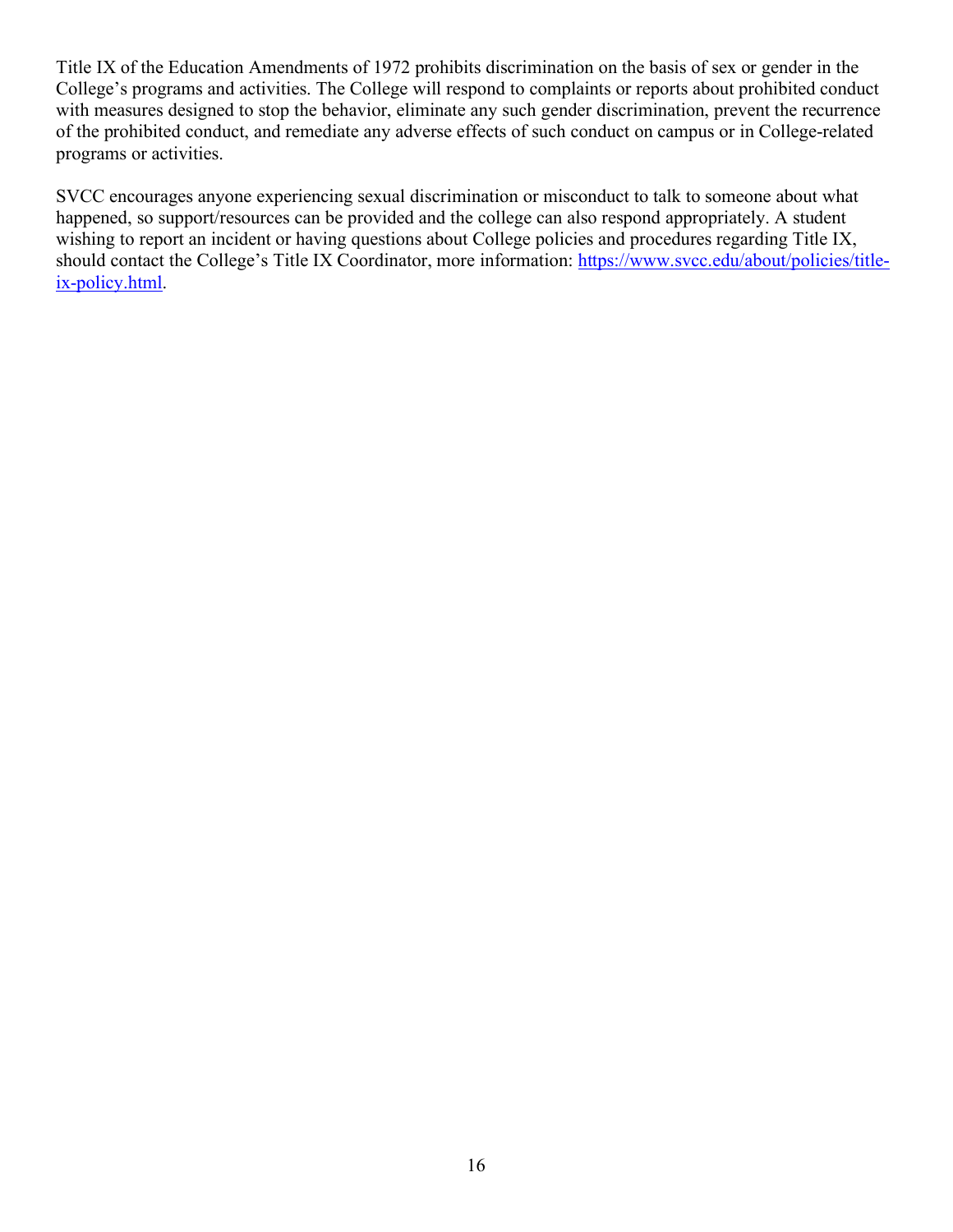Title IX of the Education Amendments of 1972 prohibits discrimination on the basis of sex or gender in the College's programs and activities. The College will respond to complaints or reports about prohibited conduct with measures designed to stop the behavior, eliminate any such gender discrimination, prevent the recurrence of the prohibited conduct, and remediate any adverse effects of such conduct on campus or in College-related programs or activities.

SVCC encourages anyone experiencing sexual discrimination or misconduct to talk to someone about what happened, so support/resources can be provided and the college can also respond appropriately. A student wishing to report an incident or having questions about College policies and procedures regarding Title IX, should contact the College's Title IX Coordinator, more information: [https://www.svcc.edu/about/policies/title-ix-policy.html](https://www.svcc.edu/about/policies/title-ix-policy.html).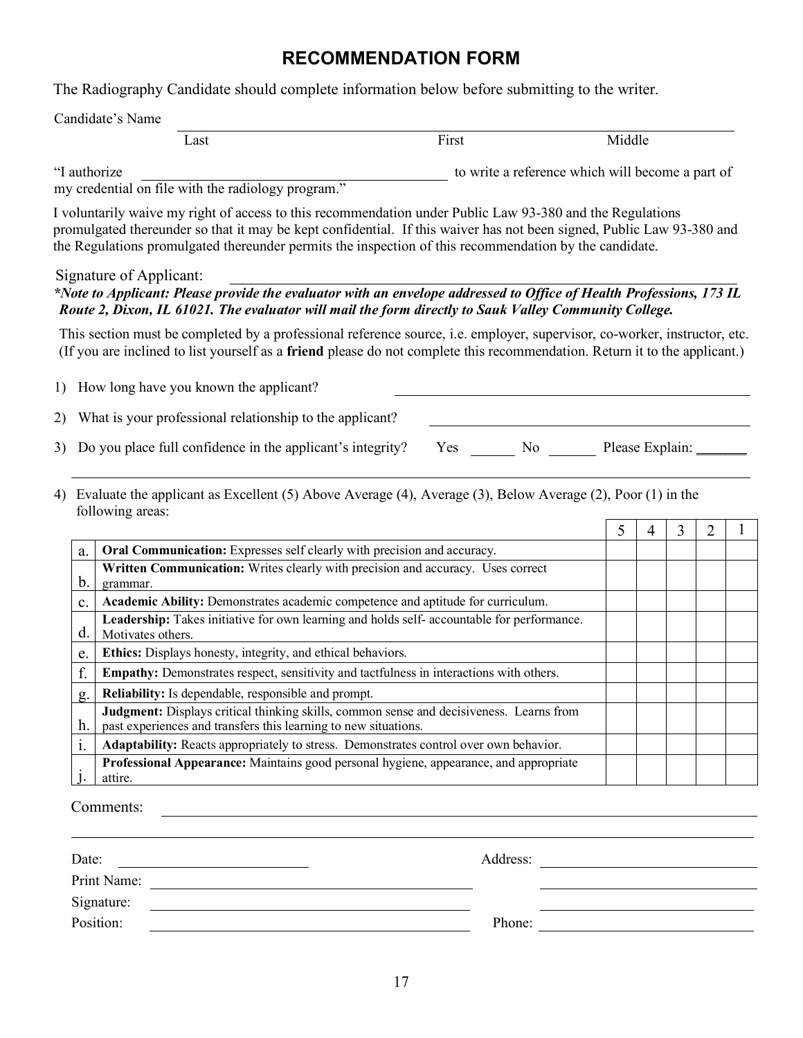# RECOMMENDATION FORM

The Radiography Candidate should complete information below before submitting to the writer.

Candidate's Name ______________________________________________________________

Last First Middle

"I authorize ______________________________ to write a reference which will become a part of my credential on file with the radiology program."

I voluntarily waive my right of access to this recommendation under Public Law 93-380 and the Regulations promulgated thereunder so that it may be kept confidential. If this waiver has not been signed, Public Law 93-380 and the Regulations promulgated thereunder permits the inspection of this recommendation by the candidate.

Signature of Applicant: ______________________________________________

***Note to Applicant: Please provide the evaluator with an envelope addressed to Office of Health Professions, 173 IL Route 2, Dixon, IL 61021. The evaluator will mail the form directly to Sauk Valley Community College.***

This section must be completed by a professional reference source, i.e. employer, supervisor, co-worker, instructor, etc. (If you are inclined to list yourself as a **friend** please do not complete this recommendation. Return it to the applicant.)

1) How long have you known the applicant? ______________________________

2) What is your professional relationship to the applicant? ______________________________

3) Do you place full confidence in the applicant's integrity? Yes ______ No ______ Please Explain: ______

______________________________________________________________

4) Evaluate the applicant as Excellent (5) Above Average (4), Average (3), Below Average (2), Poor (1) in the following areas:

| | | 5 | 4 | 3 | 2 | 1 |
|---|---|---|---|---|---|---|
| a. | **Oral Communication:** Expresses self clearly with precision and accuracy. | | | | | |
| b. | **Written Communication:** Writes clearly with precision and accuracy. Uses correct grammar. | | | | | |
| c. | **Academic Ability:** Demonstrates academic competence and aptitude for curriculum. | | | | | |
| d. | **Leadership:** Takes initiative for own learning and holds self- accountable for performance. Motivates others. | | | | | |
| e. | **Ethics:** Displays honesty, integrity, and ethical behaviors. | | | | | |
| f. | **Empathy:** Demonstrates respect, sensitivity and tactfulness in interactions with others. | | | | | |
| g. | **Reliability:** Is dependable, responsible and prompt. | | | | | |
| h. | **Judgment:** Displays critical thinking skills, common sense and decisiveness. Learns from past experiences and transfers this learning to new situations. | | | | | |
| i. | **Adaptability:** Reacts appropriately to stress. Demonstrates control over own behavior. | | | | | |
| j. | **Professional Appearance:** Maintains good personal hygiene, appearance, and appropriate attire. | | | | | |

Comments: ______________________________________________________________

______________________________________________________________

Date: ______________________ Address: ______________________

Print Name: ______________________ ______________________

Signature: ______________________ ______________________

Position: ______________________ Phone: ______________________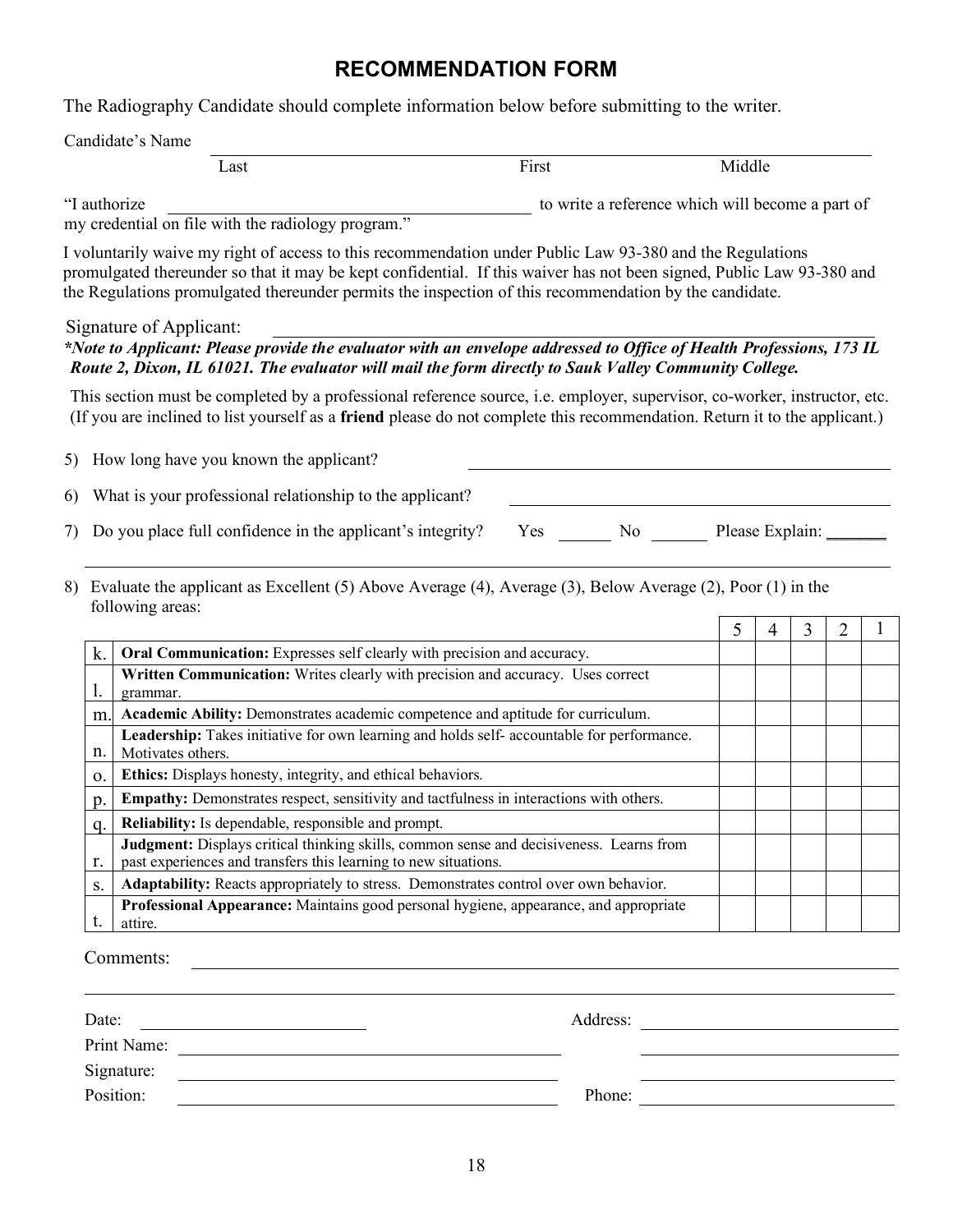# RECOMMENDATION FORM

The Radiography Candidate should complete information below before submitting to the writer.

Candidate's Name ____________________________________________

Last First Middle

"I authorize ____________________________ to write a reference which will become a part of my credential on file with the radiology program."

I voluntarily waive my right of access to this recommendation under Public Law 93-380 and the Regulations promulgated thereunder so that it may be kept confidential. If this waiver has not been signed, Public Law 93-380 and the Regulations promulgated thereunder permits the inspection of this recommendation by the candidate.

Signature of Applicant: ____________________________________________

***Note to Applicant: Please provide the evaluator with an envelope addressed to Office of Health Professions, 173 IL Route 2, Dixon, IL 61021. The evaluator will mail the form directly to Sauk Valley Community College.***

This section must be completed by a professional reference source, i.e. employer, supervisor, co-worker, instructor, etc. (If you are inclined to list yourself as a **friend** please do not complete this recommendation. Return it to the applicant.)

5) How long have you known the applicant? ____________________________

6) What is your professional relationship to the applicant? ____________________________

7) Do you place full confidence in the applicant's integrity? Yes ______ No ______ Please Explain: ______

____________________________________________

8) Evaluate the applicant as Excellent (5) Above Average (4), Average (3), Below Average (2), Poor (1) in the following areas:

| | | 5 | 4 | 3 | 2 | 1 |
|---|---|---|---|---|---|---|
| k. | **Oral Communication:** Expresses self clearly with precision and accuracy. | | | | | |
| l. | **Written Communication:** Writes clearly with precision and accuracy. Uses correct grammar. | | | | | |
| m. | **Academic Ability:** Demonstrates academic competence and aptitude for curriculum. | | | | | |
| n. | **Leadership:** Takes initiative for own learning and holds self- accountable for performance. Motivates others. | | | | | |
| o. | **Ethics:** Displays honesty, integrity, and ethical behaviors. | | | | | |
| p. | **Empathy:** Demonstrates respect, sensitivity and tactfulness in interactions with others. | | | | | |
| q. | **Reliability:** Is dependable, responsible and prompt. | | | | | |
| r. | **Judgment:** Displays critical thinking skills, common sense and decisiveness. Learns from past experiences and transfers this learning to new situations. | | | | | |
| s. | **Adaptability:** Reacts appropriately to stress. Demonstrates control over own behavior. | | | | | |
| t. | **Professional Appearance:** Maintains good personal hygiene, appearance, and appropriate attire. | | | | | |

Comments: ____________________________________________

____________________________________________

Date: ____________________ Address: ____________________

Print Name: ____________________ ____________________

Signature: ____________________ ____________________

Position: ____________________ Phone: ____________________